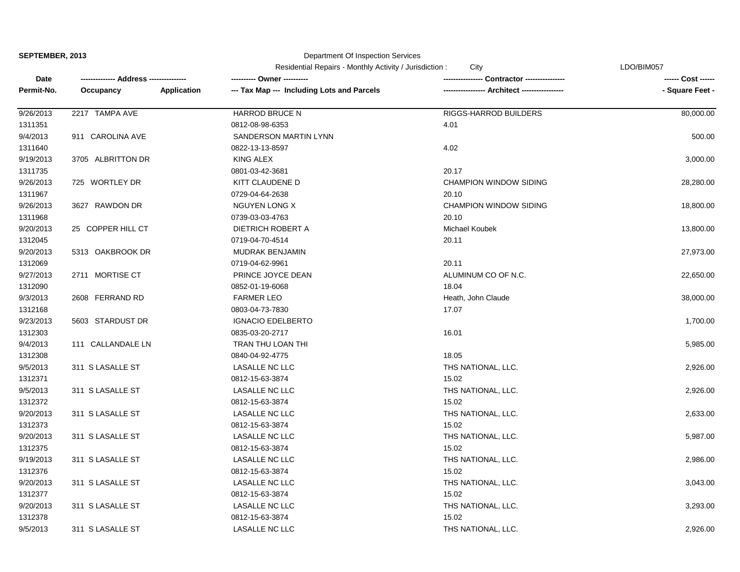**SEPTEMBER, 2013**

Department Of Inspection Services

Residential Repairs - Monthly Activity / Jurisdiction : City

LDO/BIM057

| Date / Permit-No. | Address / Occupancy | Application | Owner / Tax Map --- Including Lots and Parcels | Contractor / Architect | Cost / Square Feet |
|---|---|---|---|---|---|
| 9/26/2013 | 2217 TAMPA AVE | | HARROD BRUCE N | RIGGS-HARROD BUILDERS | 80,000.00 |
| 1311351 | | | 0812-08-98-6353 | 4.01 | |
| 9/4/2013 | 911 CAROLINA AVE | | SANDERSON MARTIN LYNN | | 500.00 |
| 1311640 | | | 0822-13-13-8597 | 4.02 | |
| 9/19/2013 | 3705 ALBRITTON DR | | KING ALEX | | 3,000.00 |
| 1311735 | | | 0801-03-42-3681 | 20.17 | |
| 9/26/2013 | 725 WORTLEY DR | | KITT CLAUDENE D | CHAMPION WINDOW SIDING | 28,280.00 |
| 1311967 | | | 0729-04-64-2638 | 20.10 | |
| 9/26/2013 | 3627 RAWDON DR | | NGUYEN LONG X | CHAMPION WINDOW SIDING | 18,800.00 |
| 1311968 | | | 0739-03-03-4763 | 20.10 | |
| 9/20/2013 | 25 COPPER HILL CT | | DIETRICH ROBERT A | Michael Koubek | 13,800.00 |
| 1312045 | | | 0719-04-70-4514 | 20.11 | |
| 9/20/2013 | 5313 OAKBROOK DR | | MUDRAK BENJAMIN | | 27,973.00 |
| 1312069 | | | 0719-04-62-9961 | 20.11 | |
| 9/27/2013 | 2711 MORTISE CT | | PRINCE JOYCE DEAN | ALUMINUM CO OF N.C. | 22,650.00 |
| 1312090 | | | 0852-01-19-6068 | 18.04 | |
| 9/3/2013 | 2608 FERRAND RD | | FARMER LEO | Heath, John Claude | 38,000.00 |
| 1312168 | | | 0803-04-73-7830 | 17.07 | |
| 9/23/2013 | 5603 STARDUST DR | | IGNACIO EDELBERTO | | 1,700.00 |
| 1312303 | | | 0835-03-20-2717 | 16.01 | |
| 9/4/2013 | 111 CALLANDALE LN | | TRAN THU LOAN THI | | 5,985.00 |
| 1312308 | | | 0840-04-92-4775 | 18.05 | |
| 9/5/2013 | 311 S LASALLE ST | | LASALLE NC LLC | THS NATIONAL, LLC. | 2,926.00 |
| 1312371 | | | 0812-15-63-3874 | 15.02 | |
| 9/5/2013 | 311 S LASALLE ST | | LASALLE NC LLC | THS NATIONAL, LLC. | 2,926.00 |
| 1312372 | | | 0812-15-63-3874 | 15.02 | |
| 9/20/2013 | 311 S LASALLE ST | | LASALLE NC LLC | THS NATIONAL, LLC. | 2,633.00 |
| 1312373 | | | 0812-15-63-3874 | 15.02 | |
| 9/20/2013 | 311 S LASALLE ST | | LASALLE NC LLC | THS NATIONAL, LLC. | 5,987.00 |
| 1312375 | | | 0812-15-63-3874 | 15.02 | |
| 9/19/2013 | 311 S LASALLE ST | | LASALLE NC LLC | THS NATIONAL, LLC. | 2,986.00 |
| 1312376 | | | 0812-15-63-3874 | 15.02 | |
| 9/20/2013 | 311 S LASALLE ST | | LASALLE NC LLC | THS NATIONAL, LLC. | 3,043.00 |
| 1312377 | | | 0812-15-63-3874 | 15.02 | |
| 9/20/2013 | 311 S LASALLE ST | | LASALLE NC LLC | THS NATIONAL, LLC. | 3,293.00 |
| 1312378 | | | 0812-15-63-3874 | 15.02 | |
| 9/5/2013 | 311 S LASALLE ST | | LASALLE NC LLC | THS NATIONAL, LLC. | 2,926.00 |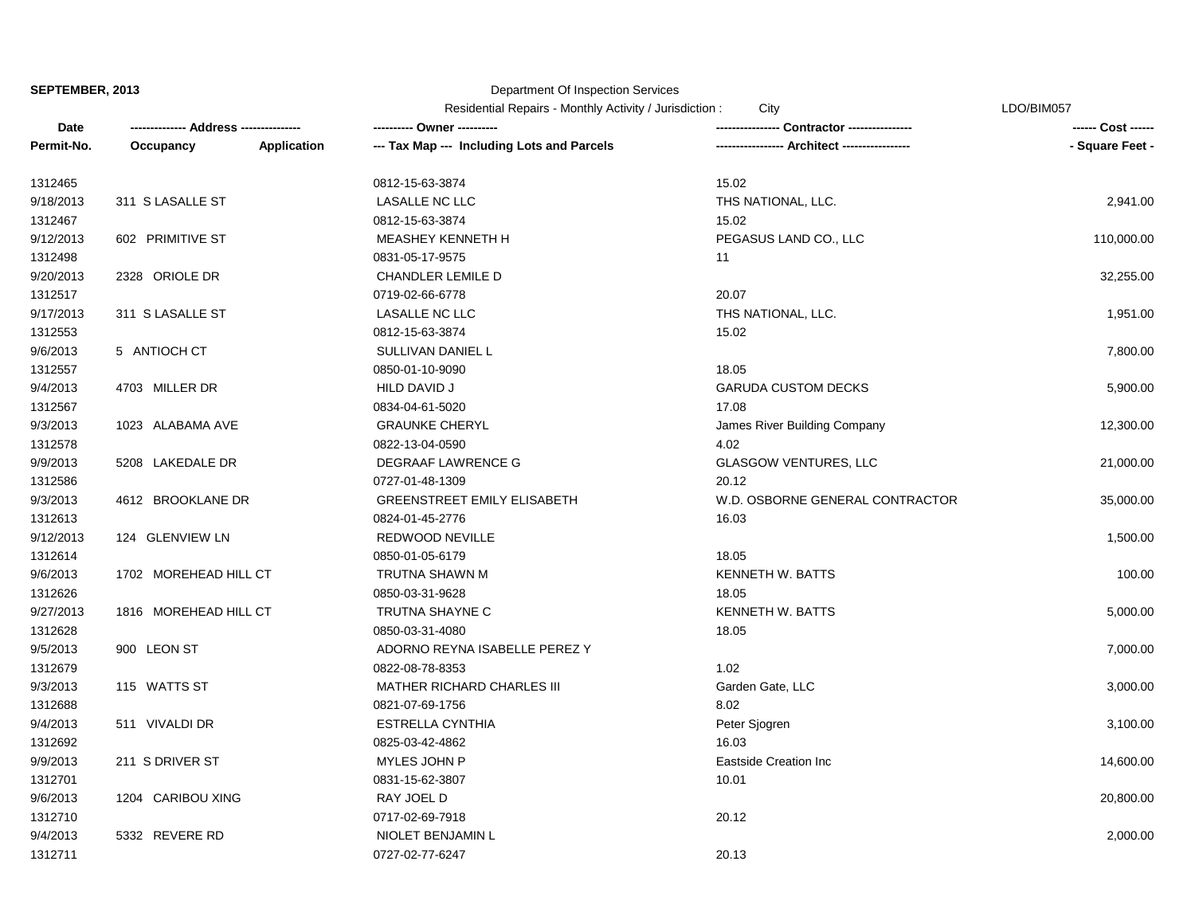**SEPTEMBER, 2013**

Department Of Inspection Services

Residential Repairs - Monthly Activity / Jurisdiction : City

LDO/BIM057

| Date | -------------- Address -------------- | | ---------- Owner ---------- | ---------------- Contractor ---------------- | ------ Cost ------ |
|---|---|---|---|---|---|
| Permit-No. | Occupancy | Application | --- Tax Map --- Including Lots and Parcels | ----------------- Architect ----------------- | - Square Feet - |
| 1312465 | | | 0812-15-63-3874 | 15.02 | |
| 9/18/2013 | 311 S LASALLE ST | | LASALLE NC LLC | THS NATIONAL, LLC. | 2,941.00 |
| 1312467 | | | 0812-15-63-3874 | 15.02 | |
| 9/12/2013 | 602 PRIMITIVE ST | | MEASHEY KENNETH H | PEGASUS LAND CO., LLC | 110,000.00 |
| 1312498 | | | 0831-05-17-9575 | 11 | |
| 9/20/2013 | 2328 ORIOLE DR | | CHANDLER LEMILE D | | 32,255.00 |
| 1312517 | | | 0719-02-66-6778 | 20.07 | |
| 9/17/2013 | 311 S LASALLE ST | | LASALLE NC LLC | THS NATIONAL, LLC. | 1,951.00 |
| 1312553 | | | 0812-15-63-3874 | 15.02 | |
| 9/6/2013 | 5 ANTIOCH CT | | SULLIVAN DANIEL L | | 7,800.00 |
| 1312557 | | | 0850-01-10-9090 | 18.05 | |
| 9/4/2013 | 4703 MILLER DR | | HILD DAVID J | GARUDA CUSTOM DECKS | 5,900.00 |
| 1312567 | | | 0834-04-61-5020 | 17.08 | |
| 9/3/2013 | 1023 ALABAMA AVE | | GRAUNKE CHERYL | James River Building Company | 12,300.00 |
| 1312578 | | | 0822-13-04-0590 | 4.02 | |
| 9/9/2013 | 5208 LAKEDALE DR | | DEGRAAF LAWRENCE G | GLASGOW VENTURES, LLC | 21,000.00 |
| 1312586 | | | 0727-01-48-1309 | 20.12 | |
| 9/3/2013 | 4612 BROOKLANE DR | | GREENSTREET EMILY ELISABETH | W.D. OSBORNE GENERAL CONTRACTOR | 35,000.00 |
| 1312613 | | | 0824-01-45-2776 | 16.03 | |
| 9/12/2013 | 124 GLENVIEW LN | | REDWOOD NEVILLE | | 1,500.00 |
| 1312614 | | | 0850-01-05-6179 | 18.05 | |
| 9/6/2013 | 1702 MOREHEAD HILL CT | | TRUTNA SHAWN M | KENNETH W. BATTS | 100.00 |
| 1312626 | | | 0850-03-31-9628 | 18.05 | |
| 9/27/2013 | 1816 MOREHEAD HILL CT | | TRUTNA SHAYNE C | KENNETH W. BATTS | 5,000.00 |
| 1312628 | | | 0850-03-31-4080 | 18.05 | |
| 9/5/2013 | 900 LEON ST | | ADORNO REYNA ISABELLE PEREZ Y | | 7,000.00 |
| 1312679 | | | 0822-08-78-8353 | 1.02 | |
| 9/3/2013 | 115 WATTS ST | | MATHER RICHARD CHARLES III | Garden Gate, LLC | 3,000.00 |
| 1312688 | | | 0821-07-69-1756 | 8.02 | |
| 9/4/2013 | 511 VIVALDI DR | | ESTRELLA CYNTHIA | Peter Sjogren | 3,100.00 |
| 1312692 | | | 0825-03-42-4862 | 16.03 | |
| 9/9/2013 | 211 S DRIVER ST | | MYLES JOHN P | Eastside Creation Inc | 14,600.00 |
| 1312701 | | | 0831-15-62-3807 | 10.01 | |
| 9/6/2013 | 1204 CARIBOU XING | | RAY JOEL D | | 20,800.00 |
| 1312710 | | | 0717-02-69-7918 | 20.12 | |
| 9/4/2013 | 5332 REVERE RD | | NIOLET BENJAMIN L | | 2,000.00 |
| 1312711 | | | 0727-02-77-6247 | 20.13 | |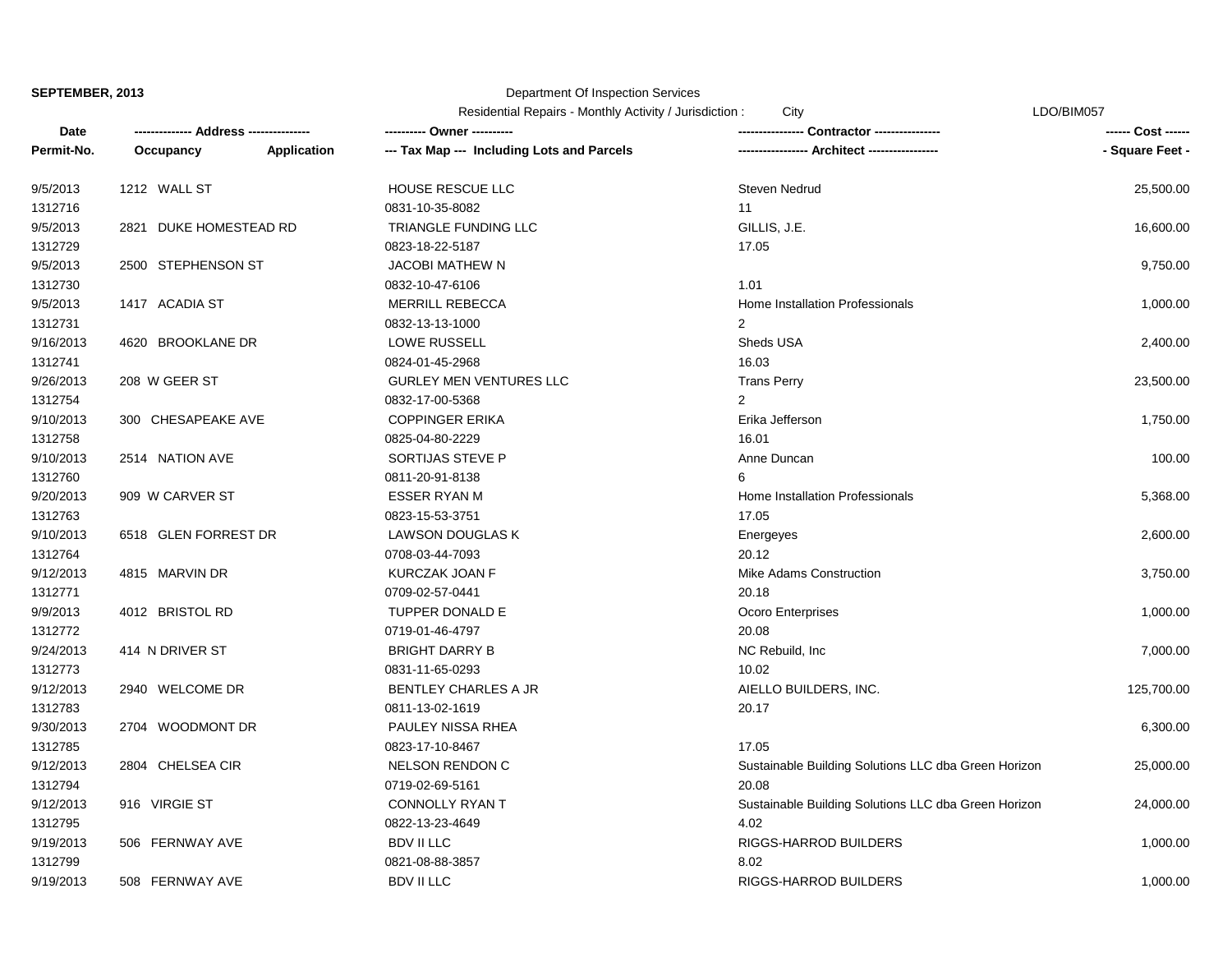**SEPTEMBER, 2013**

Department Of Inspection Services

Residential Repairs - Monthly Activity / Jurisdiction : City

LDO/BIM057

| Date<br>Permit-No. | ------------- Address --------------<br>Occupancy Application | ---------- Owner ----------<br>--- Tax Map --- Including Lots and Parcels | --------------- Contractor ---------------<br>---------------- Architect ---------------- | ------ Cost ------<br>- Square Feet - |
|---|---|---|---|---|
| 9/5/2013<br>1312716 | 1212 WALL ST | HOUSE RESCUE LLC<br>0831-10-35-8082 | Steven Nedrud<br>11 | 25,500.00 |
| 9/5/2013<br>1312729 | 2821 DUKE HOMESTEAD RD | TRIANGLE FUNDING LLC<br>0823-18-22-5187 | GILLIS, J.E.<br>17.05 | 16,600.00 |
| 9/5/2013<br>1312730 | 2500 STEPHENSON ST | JACOBI MATHEW N<br>0832-10-47-6106 | <br>1.01 | 9,750.00 |
| 9/5/2013<br>1312731 | 1417 ACADIA ST | MERRILL REBECCA<br>0832-13-13-1000 | Home Installation Professionals<br>2 | 1,000.00 |
| 9/16/2013<br>1312741 | 4620 BROOKLANE DR | LOWE RUSSELL<br>0824-01-45-2968 | Sheds USA<br>16.03 | 2,400.00 |
| 9/26/2013<br>1312754 | 208 W GEER ST | GURLEY MEN VENTURES LLC<br>0832-17-00-5368 | Trans Perry<br>2 | 23,500.00 |
| 9/10/2013<br>1312758 | 300 CHESAPEAKE AVE | COPPINGER ERIKA<br>0825-04-80-2229 | Erika Jefferson<br>16.01 | 1,750.00 |
| 9/10/2013<br>1312760 | 2514 NATION AVE | SORTIJAS STEVE P<br>0811-20-91-8138 | Anne Duncan<br>6 | 100.00 |
| 9/20/2013<br>1312763 | 909 W CARVER ST | ESSER RYAN M<br>0823-15-53-3751 | Home Installation Professionals<br>17.05 | 5,368.00 |
| 9/10/2013<br>1312764 | 6518 GLEN FORREST DR | LAWSON DOUGLAS K<br>0708-03-44-7093 | Energeyes<br>20.12 | 2,600.00 |
| 9/12/2013<br>1312771 | 4815 MARVIN DR | KURCZAK JOAN F<br>0709-02-57-0441 | Mike Adams Construction<br>20.18 | 3,750.00 |
| 9/9/2013<br>1312772 | 4012 BRISTOL RD | TUPPER DONALD E<br>0719-01-46-4797 | Ocoro Enterprises<br>20.08 | 1,000.00 |
| 9/24/2013<br>1312773 | 414 N DRIVER ST | BRIGHT DARRY B<br>0831-11-65-0293 | NC Rebuild, Inc<br>10.02 | 7,000.00 |
| 9/12/2013<br>1312783 | 2940 WELCOME DR | BENTLEY CHARLES A JR<br>0811-13-02-1619 | AIELLO BUILDERS, INC.<br>20.17 | 125,700.00 |
| 9/30/2013<br>1312785 | 2704 WOODMONT DR | PAULEY NISSA RHEA<br>0823-17-10-8467 | <br>17.05 | 6,300.00 |
| 9/12/2013<br>1312794 | 2804 CHELSEA CIR | NELSON RENDON C<br>0719-02-69-5161 | Sustainable Building Solutions LLC dba Green Horizon<br>20.08 | 25,000.00 |
| 9/12/2013<br>1312795 | 916 VIRGIE ST | CONNOLLY RYAN T<br>0822-13-23-4649 | Sustainable Building Solutions LLC dba Green Horizon<br>4.02 | 24,000.00 |
| 9/19/2013<br>1312799 | 506 FERNWAY AVE | BDV II LLC<br>0821-08-88-3857 | RIGGS-HARROD BUILDERS<br>8.02 | 1,000.00 |
| 9/19/2013 | 508 FERNWAY AVE | BDV II LLC | RIGGS-HARROD BUILDERS | 1,000.00 |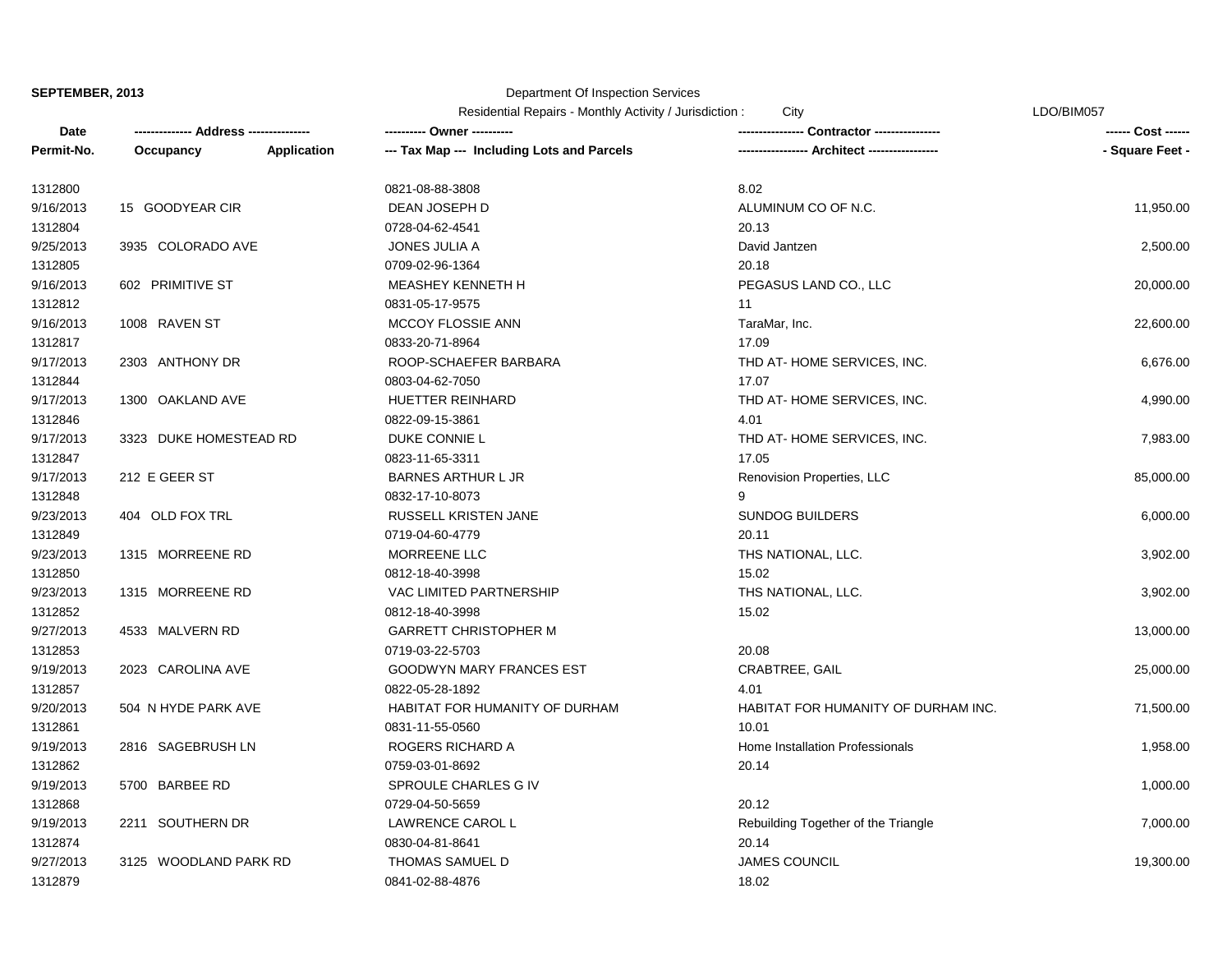| Date / Permit-No. | Address / Occupancy | Application | Owner / Tax Map (Including Lots and Parcels) | Contractor / Architect | Cost / Square Feet |
|---|---|---|---|---|---|
| 1312800 | | | 0821-08-88-3808 | 8.02 | |
| 9/16/2013 | 15 GOODYEAR CIR | | DEAN JOSEPH D | ALUMINUM CO OF N.C. | 11,950.00 |
| 1312804 | | | 0728-04-62-4541 | 20.13 | |
| 9/25/2013 | 3935 COLORADO AVE | | JONES JULIA A | David Jantzen | 2,500.00 |
| 1312805 | | | 0709-02-96-1364 | 20.18 | |
| 9/16/2013 | 602 PRIMITIVE ST | | MEASHEY KENNETH H | PEGASUS LAND CO., LLC | 20,000.00 |
| 1312812 | | | 0831-05-17-9575 | 11 | |
| 9/16/2013 | 1008 RAVEN ST | | MCCOY FLOSSIE ANN | TaraMar, Inc. | 22,600.00 |
| 1312817 | | | 0833-20-71-8964 | 17.09 | |
| 9/17/2013 | 2303 ANTHONY DR | | ROOP-SCHAEFER BARBARA | THD AT- HOME SERVICES, INC. | 6,676.00 |
| 1312844 | | | 0803-04-62-7050 | 17.07 | |
| 9/17/2013 | 1300 OAKLAND AVE | | HUETTER REINHARD | THD AT- HOME SERVICES, INC. | 4,990.00 |
| 1312846 | | | 0822-09-15-3861 | 4.01 | |
| 9/17/2013 | 3323 DUKE HOMESTEAD RD | | DUKE CONNIE L | THD AT- HOME SERVICES, INC. | 7,983.00 |
| 1312847 | | | 0823-11-65-3311 | 17.05 | |
| 9/17/2013 | 212 E GEER ST | | BARNES ARTHUR L JR | Renovision Properties, LLC | 85,000.00 |
| 1312848 | | | 0832-17-10-8073 | 9 | |
| 9/23/2013 | 404 OLD FOX TRL | | RUSSELL KRISTEN JANE | SUNDOG BUILDERS | 6,000.00 |
| 1312849 | | | 0719-04-60-4779 | 20.11 | |
| 9/23/2013 | 1315 MORREENE RD | | MORREENE LLC | THS NATIONAL, LLC. | 3,902.00 |
| 1312850 | | | 0812-18-40-3998 | 15.02 | |
| 9/23/2013 | 1315 MORREENE RD | | VAC LIMITED PARTNERSHIP | THS NATIONAL, LLC. | 3,902.00 |
| 1312852 | | | 0812-18-40-3998 | 15.02 | |
| 9/27/2013 | 4533 MALVERN RD | | GARRETT CHRISTOPHER M | | 13,000.00 |
| 1312853 | | | 0719-03-22-5703 | 20.08 | |
| 9/19/2013 | 2023 CAROLINA AVE | | GOODWYN MARY FRANCES EST | CRABTREE, GAIL | 25,000.00 |
| 1312857 | | | 0822-05-28-1892 | 4.01 | |
| 9/20/2013 | 504 N HYDE PARK AVE | | HABITAT FOR HUMANITY OF DURHAM | HABITAT FOR HUMANITY OF DURHAM INC. | 71,500.00 |
| 1312861 | | | 0831-11-55-0560 | 10.01 | |
| 9/19/2013 | 2816 SAGEBRUSH LN | | ROGERS RICHARD A | Home Installation Professionals | 1,958.00 |
| 1312862 | | | 0759-03-01-8692 | 20.14 | |
| 9/19/2013 | 5700 BARBEE RD | | SPROULE CHARLES G IV | | 1,000.00 |
| 1312868 | | | 0729-04-50-5659 | 20.12 | |
| 9/19/2013 | 2211 SOUTHERN DR | | LAWRENCE CAROL L | Rebuilding Together of the Triangle | 7,000.00 |
| 1312874 | | | 0830-04-81-8641 | 20.14 | |
| 9/27/2013 | 3125 WOODLAND PARK RD | | THOMAS SAMUEL D | JAMES COUNCIL | 19,300.00 |
| 1312879 | | | 0841-02-88-4876 | 18.02 | |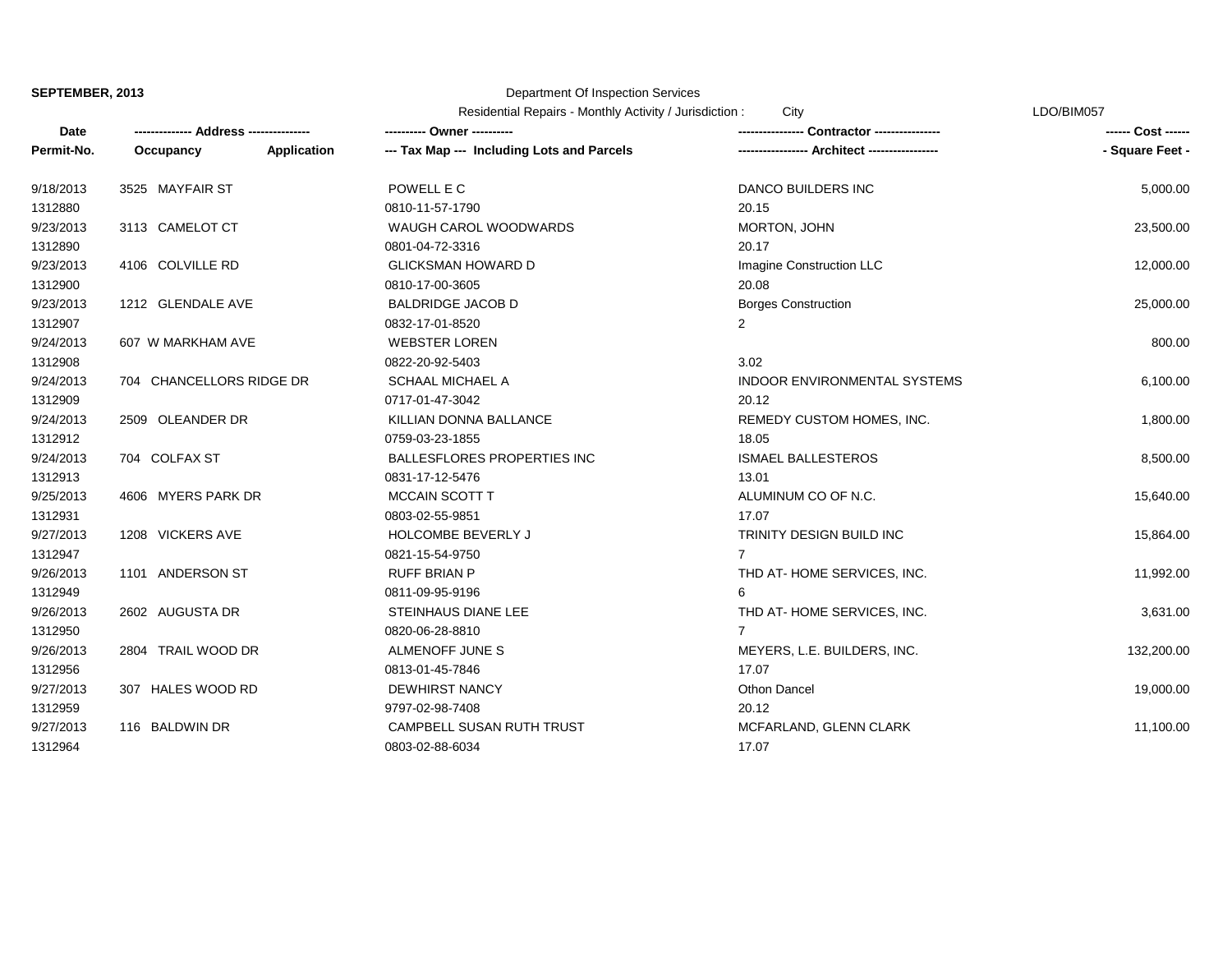**SEPTEMBER, 2013**

Department Of Inspection Services

Residential Repairs - Monthly Activity / Jurisdiction : City

LDO/BIM057

| Date<br>Permit-No. | ------------- Address --------------<br>Occupancy Application | ---------- Owner ----------<br>--- Tax Map --- Including Lots and Parcels | --------------- Contractor ---------------<br>---------------- Architect ---------------- | ------ Cost ------<br>- Square Feet - |
|---|---|---|---|---|
| 9/18/2013<br>1312880 | 3525 MAYFAIR ST | POWELL E C<br>0810-11-57-1790 | DANCO BUILDERS INC<br>20.15 | 5,000.00 |
| 9/23/2013<br>1312890 | 3113 CAMELOT CT | WAUGH CAROL WOODWARDS<br>0801-04-72-3316 | MORTON, JOHN<br>20.17 | 23,500.00 |
| 9/23/2013<br>1312900 | 4106 COLVILLE RD | GLICKSMAN HOWARD D<br>0810-17-00-3605 | Imagine Construction LLC<br>20.08 | 12,000.00 |
| 9/23/2013<br>1312907 | 1212 GLENDALE AVE | BALDRIDGE JACOB D<br>0832-17-01-8520 | Borges Construction<br>2 | 25,000.00 |
| 9/24/2013<br>1312908 | 607 W MARKHAM AVE | WEBSTER LOREN<br>0822-20-92-5403 | 3.02 | 800.00 |
| 9/24/2013<br>1312909 | 704 CHANCELLORS RIDGE DR | SCHAAL MICHAEL A<br>0717-01-47-3042 | INDOOR ENVIRONMENTAL SYSTEMS<br>20.12 | 6,100.00 |
| 9/24/2013<br>1312912 | 2509 OLEANDER DR | KILLIAN DONNA BALLANCE<br>0759-03-23-1855 | REMEDY CUSTOM HOMES, INC.<br>18.05 | 1,800.00 |
| 9/24/2013<br>1312913 | 704 COLFAX ST | BALLESFLORES PROPERTIES INC<br>0831-17-12-5476 | ISMAEL BALLESTEROS<br>13.01 | 8,500.00 |
| 9/25/2013<br>1312931 | 4606 MYERS PARK DR | MCCAIN SCOTT T<br>0803-02-55-9851 | ALUMINUM CO OF N.C.<br>17.07 | 15,640.00 |
| 9/27/2013<br>1312947 | 1208 VICKERS AVE | HOLCOMBE BEVERLY J<br>0821-15-54-9750 | TRINITY DESIGN BUILD INC<br>7 | 15,864.00 |
| 9/26/2013<br>1312949 | 1101 ANDERSON ST | RUFF BRIAN P<br>0811-09-95-9196 | THD AT- HOME SERVICES, INC.<br>6 | 11,992.00 |
| 9/26/2013<br>1312950 | 2602 AUGUSTA DR | STEINHAUS DIANE LEE<br>0820-06-28-8810 | THD AT- HOME SERVICES, INC.<br>7 | 3,631.00 |
| 9/26/2013<br>1312956 | 2804 TRAIL WOOD DR | ALMENOFF JUNE S<br>0813-01-45-7846 | MEYERS, L.E. BUILDERS, INC.<br>17.07 | 132,200.00 |
| 9/27/2013<br>1312959 | 307 HALES WOOD RD | DEWHIRST NANCY<br>9797-02-98-7408 | Othon Dancel<br>20.12 | 19,000.00 |
| 9/27/2013<br>1312964 | 116 BALDWIN DR | CAMPBELL SUSAN RUTH TRUST<br>0803-02-88-6034 | MCFARLAND, GLENN CLARK<br>17.07 | 11,100.00 |